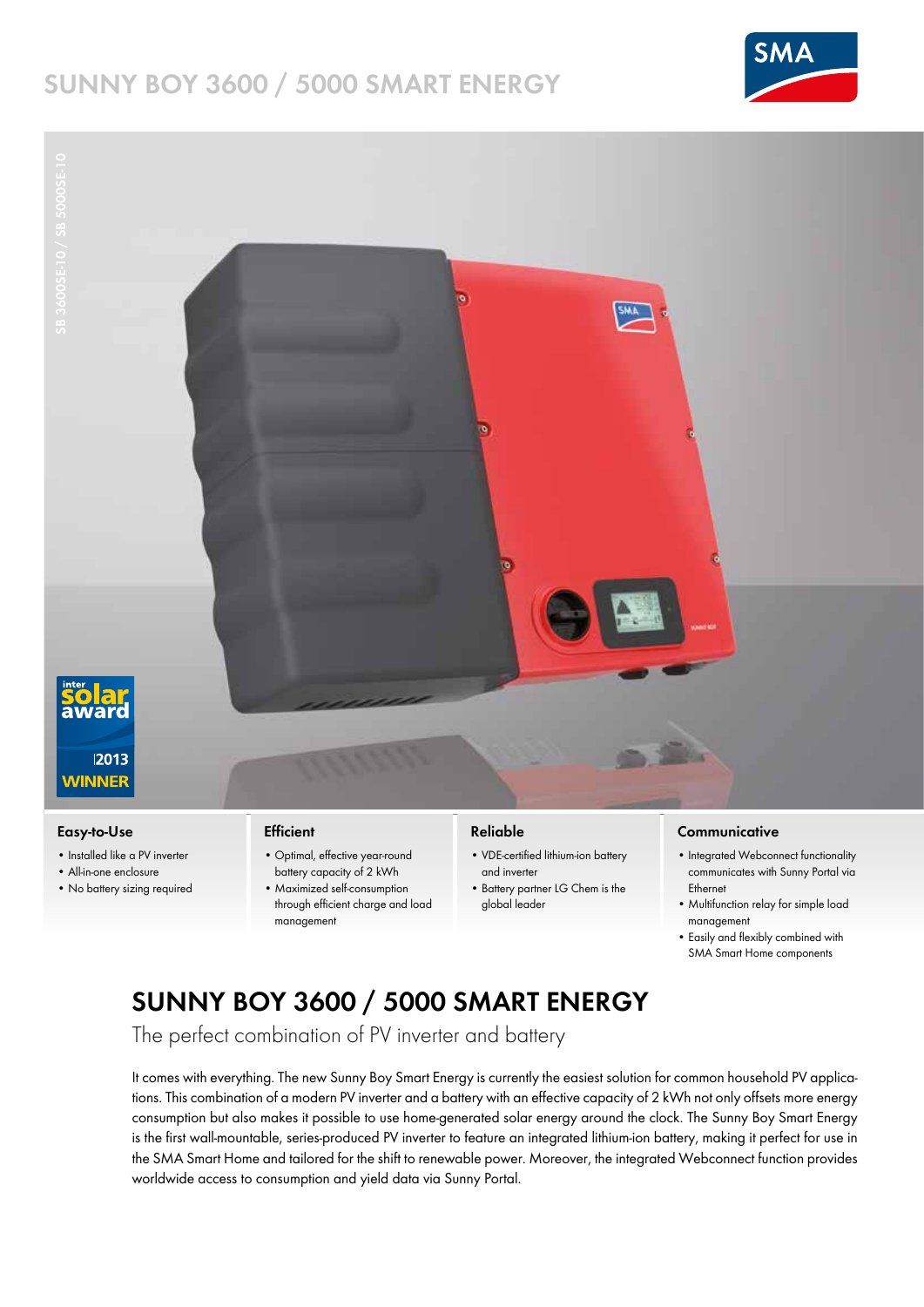# SUNNY BOY 3600 / 5000 SMART ENERGY

SB 3600SE-10 / SB 5000SE-10

inter solar award 2013 WINNER

### Easy-to-Use

- Installed like a PV inverter
- All-in-one enclosure
- No battery sizing required

### Efficient

- Optimal, effective year-round battery capacity of 2 kWh
- Maximized self-consumption through efficient charge and load management

### Reliable

- VDE-certified lithium-ion battery and inverter
- Battery partner LG Chem is the global leader

### Communicative

- Integrated Webconnect functionality communicates with Sunny Portal via Ethernet
- Multifunction relay for simple load management
- Easily and flexibly combined with SMA Smart Home components

## SUNNY BOY 3600 / 5000 SMART ENERGY

The perfect combination of PV inverter and battery

It comes with everything. The new Sunny Boy Smart Energy is currently the easiest solution for common household PV applications. This combination of a modern PV inverter and a battery with an effective capacity of 2 kWh not only offsets more energy consumption but also makes it possible to use home-generated solar energy around the clock. The Sunny Boy Smart Energy is the first wall-mountable, series-produced PV inverter to feature an integrated lithium-ion battery, making it perfect for use in the SMA Smart Home and tailored for the shift to renewable power. Moreover, the integrated Webconnect function provides worldwide access to consumption and yield data via Sunny Portal.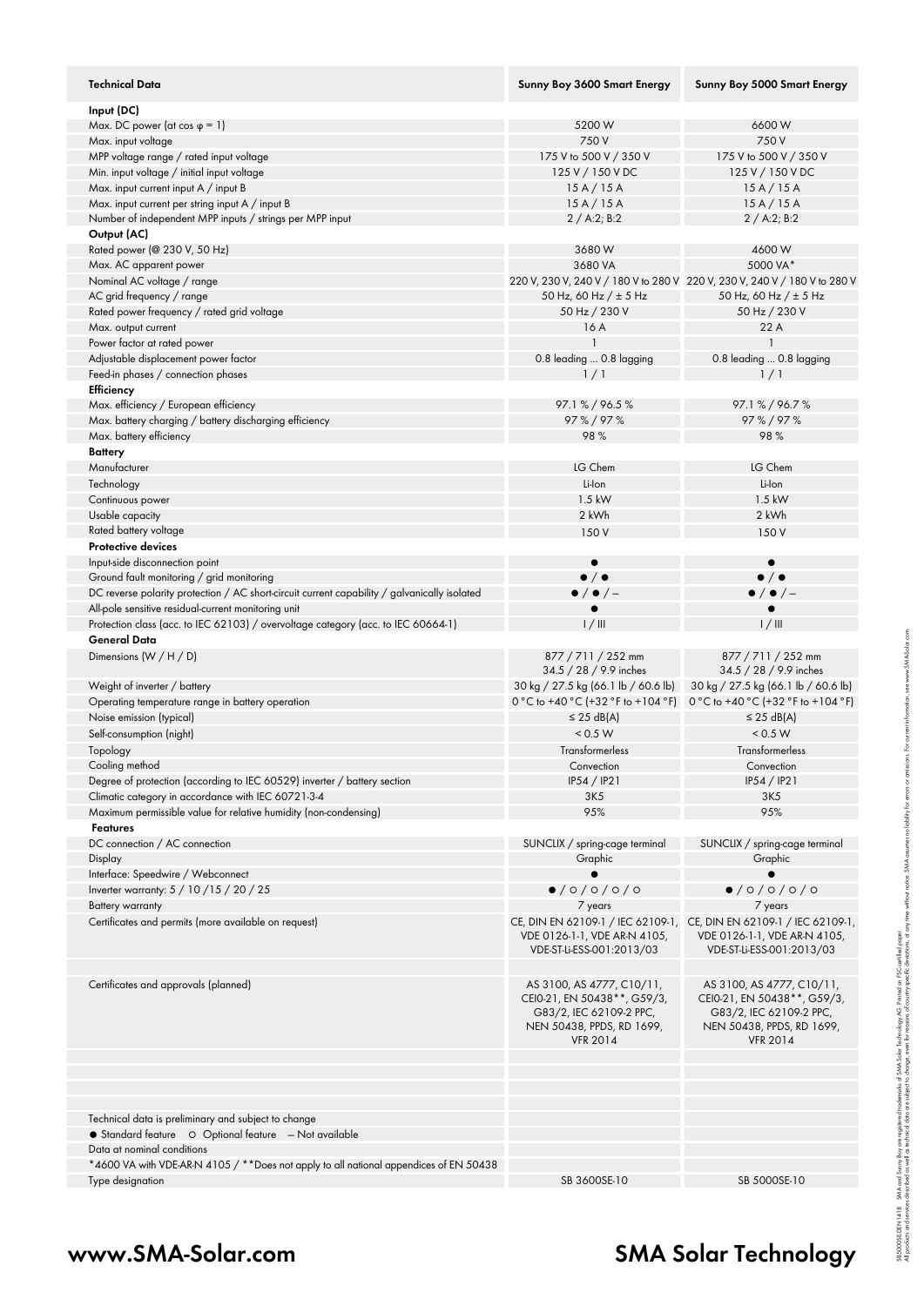| Technical Data | Sunny Boy 3600 Smart Energy | Sunny Boy 5000 Smart Energy |
|---|---|---|
| **Input (DC)** | | |
| Max. DC power (at cos φ = 1) | 5200 W | 6600 W |
| Max. input voltage | 750 V | 750 V |
| MPP voltage range / rated input voltage | 175 V to 500 V / 350 V | 175 V to 500 V / 350 V |
| Min. input voltage / initial input voltage | 125 V / 150 V DC | 125 V / 150 V DC |
| Max. input current input A / input B | 15 A / 15 A | 15 A / 15 A |
| Max. input current per string input A / input B | 15 A / 15 A | 15 A / 15 A |
| Number of independent MPP inputs / strings per MPP input | 2 / A:2; B:2 | 2 / A:2; B:2 |
| **Output (AC)** | | |
| Rated power (@ 230 V, 50 Hz) | 3680 W | 4600 W |
| Max. AC apparent power | 3680 VA | 5000 VA* |
| Nominal AC voltage / range | 220 V, 230 V, 240 V / 180 V to 280 V | 220 V, 230 V, 240 V / 180 V to 280 V |
| AC grid frequency / range | 50 Hz, 60 Hz / ± 5 Hz | 50 Hz, 60 Hz / ± 5 Hz |
| Rated power frequency / rated grid voltage | 50 Hz / 230 V | 50 Hz / 230 V |
| Max. output current | 16 A | 22 A |
| Power factor at rated power | 1 | 1 |
| Adjustable displacement power factor | 0.8 leading ... 0.8 lagging | 0.8 leading ... 0.8 lagging |
| Feed-in phases / connection phases | 1 / 1 | 1 / 1 |
| **Efficiency** | | |
| Max. efficiency / European efficiency | 97.1 % / 96.5 % | 97.1 % / 96.7 % |
| Max. battery charging / battery discharging efficiency | 97 % / 97 % | 97 % / 97 % |
| Max. battery efficiency | 98 % | 98 % |
| **Battery** | | |
| Manufacturer | LG Chem | LG Chem |
| Technology | Li-Ion | Li-Ion |
| Continuous power | 1.5 kW | 1.5 kW |
| Usable capacity | 2 kWh | 2 kWh |
| Rated battery voltage | 150 V | 150 V |
| **Protective devices** | | |
| Input-side disconnection point | ● | ● |
| Ground fault monitoring / grid monitoring | ● / ● | ● / ● |
| DC reverse polarity protection / AC short-circuit current capability / galvanically isolated | ● / ● / – | ● / ● / – |
| All-pole sensitive residual-current monitoring unit | ● | ● |
| Protection class (acc. to IEC 62103) / overvoltage category (acc. to IEC 60664-1) | I / III | I / III |
| **General Data** | | |
| Dimensions (W / H / D) | 877 / 711 / 252 mm<br>34.5 / 28 / 9.9 inches | 877 / 711 / 252 mm<br>34.5 / 28 / 9.9 inches |
| Weight of inverter / battery | 30 kg / 27.5 kg (66.1 lb / 60.6 lb) | 30 kg / 27.5 kg (66.1 lb / 60.6 lb) |
| Operating temperature range in battery operation | 0 °C to +40 °C (+32 °F to +104 °F) | 0 °C to +40 °C (+32 °F to +104 °F) |
| Noise emission (typical) | ≤ 25 dB(A) | ≤ 25 dB(A) |
| Self-consumption (night) | < 0.5 W | < 0.5 W |
| Topology | Transformerless | Transformerless |
| Cooling method | Convection | Convection |
| Degree of protection (according to IEC 60529) inverter / battery section | IP54 / IP21 | IP54 / IP21 |
| Climatic category in accordance with IEC 60721-3-4 | 3K5 | 3K5 |
| Maximum permissible value for relative humidity (non-condensing) | 95% | 95% |
| **Features** | | |
| DC connection / AC connection | SUNCLIX / spring-cage terminal | SUNCLIX / spring-cage terminal |
| Display | Graphic | Graphic |
| Interface: Speedwire / Webconnect | ● | ● |
| Inverter warranty: 5 / 10 /15 / 20 / 25 | ● / ○ / ○ / ○ / ○ | ● / ○ / ○ / ○ / ○ |
| Battery warranty | 7 years | 7 years |
| Certificates and permits (more available on request) | CE, DIN EN 62109-1 / IEC 62109-1, VDE 0126-1-1, VDE AR-N 4105, VDE-ST-Li-ESS-001:2013/03 | CE, DIN EN 62109-1 / IEC 62109-1, VDE 0126-1-1, VDE AR-N 4105, VDE-ST-Li-ESS-001:2013/03 |
| Certificates and approvals (planned) | AS 3100, AS 4777, C10/11, CEI0-21, EN 50438**, G59/3, G83/2, IEC 62109-2 PPC, NEN 50438, PPDS, RD 1699, VFR 2014 | AS 3100, AS 4777, C10/11, CEI0-21, EN 50438**, G59/3, G83/2, IEC 62109-2 PPC, NEN 50438, PPDS, RD 1699, VFR 2014 |
| Technical data is preliminary and subject to change | | |
| ● Standard feature ○ Optional feature – Not available | | |
| Data at nominal conditions | | |
| *4600 VA with VDE-AR-N 4105 / **Does not apply to all national appendices of EN 50438 | | |
| Type designation | SB 3600SE-10 | SB 5000SE-10 |

**www.SMA-Solar.com**

**SMA Solar Technology**

SB5000SE-DEN1418 SMA and Sunny Boy are registered trademarks of SMA Solar Technology AG. Printed on FSC-certified paper. All products and services described as well as technical data are subject to change, even for reasons of country-specific deviations, at any time without notice. SMA assumes no liability for errors or omissions. For current information, see www.SMA-Solar.com